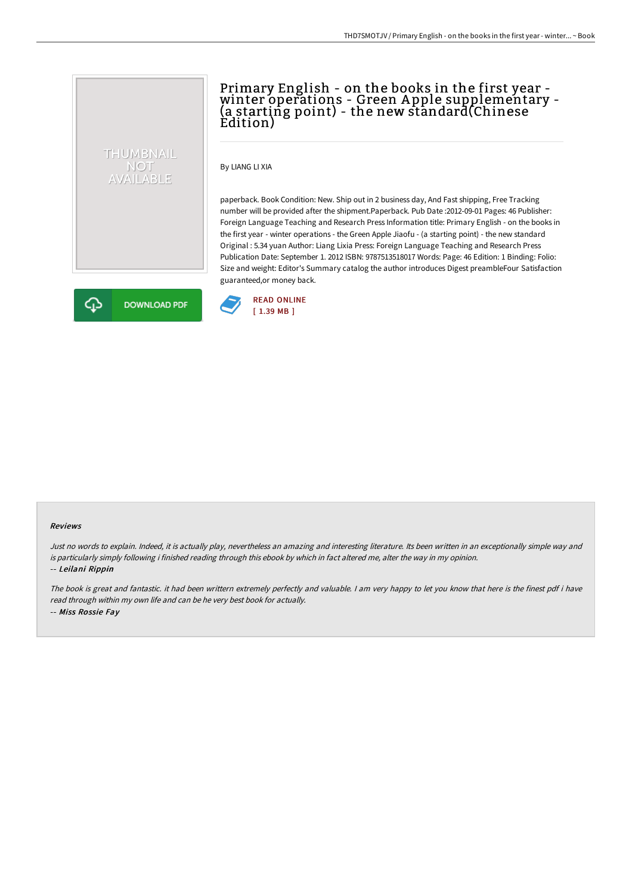# Primary English - on the books in the first year - winter operations - Green Apple supplementary - (a starting point) - the new standard(Chinese Edition)

By LIANG LI XIA

paperback. Book Condition: New. Ship out in 2 business day, And Fast shipping, Free Tracking number will be provided after the shipment.Paperback. Pub Date :2012-09-01 Pages: 46 Publisher: Foreign Language Teaching and Research Press Information title: Primary English - on the books in the first year - winter operations - the Green Apple Jiaofu - (a starting point) - the new standard Original : 5.34 yuan Author: Liang Lixia Press: Foreign Language Teaching and Research Press Publication Date: September 1. 2012 ISBN: 9787513518017 Words: Page: 46 Edition: 1 Binding: Folio: Size and weight: Editor's Summary catalog the author introduces Digest preambleFour Satisfaction guaranteed,or money back.

DOWNLOAD PDF

READ ONLINE
[ 1.39 MB ]

### Reviews

*Just no words to explain. Indeed, it is actually play, nevertheless an amazing and interesting literature. Its been written in an exceptionally simple way and is particularly simply following i finished reading through this ebook by which in fact altered me, alter the way in my opinion.*
*-- Leilani Rippin*

*The book is great and fantastic. it had been writtern extremely perfectly and valuable. I am very happy to let you know that here is the finest pdf i have read through within my own life and can be he very best book for actually.*
*-- Miss Rossie Fay*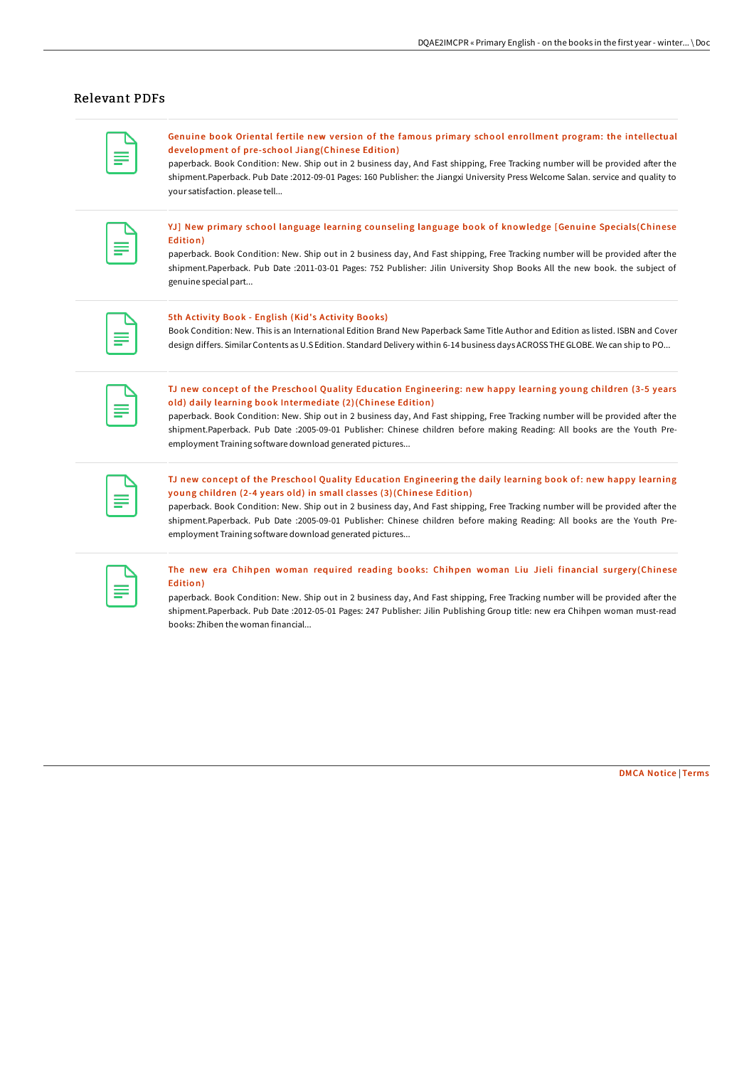## Relevant PDFs

**Genuine book Oriental fertile new version of the famous primary school enrollment program: the intellectual development of pre-school Jiang(Chinese Edition)**

paperback. Book Condition: New. Ship out in 2 business day, And Fast shipping, Free Tracking number will be provided after the shipment.Paperback. Pub Date :2012-09-01 Pages: 160 Publisher: the Jiangxi University Press Welcome Salan. service and quality to your satisfaction. please tell...

**YJ] New primary school language learning counseling language book of knowledge [Genuine Specials(Chinese Edition)**

paperback. Book Condition: New. Ship out in 2 business day, And Fast shipping, Free Tracking number will be provided after the shipment.Paperback. Pub Date :2011-03-01 Pages: 752 Publisher: Jilin University Shop Books All the new book. the subject of genuine special part...

**5th Activity Book - English (Kid's Activity Books)**

Book Condition: New. This is an International Edition Brand New Paperback Same Title Author and Edition as listed. ISBN and Cover design differs. Similar Contents as U.S Edition. Standard Delivery within 6-14 business days ACROSS THE GLOBE. We can ship to PO...

**TJ new concept of the Preschool Quality Education Engineering: new happy learning young children (3-5 years old) daily learning book Intermediate (2)(Chinese Edition)**

paperback. Book Condition: New. Ship out in 2 business day, And Fast shipping, Free Tracking number will be provided after the shipment.Paperback. Pub Date :2005-09-01 Publisher: Chinese children before making Reading: All books are the Youth Pre-employment Training software download generated pictures...

**TJ new concept of the Preschool Quality Education Engineering the daily learning book of: new happy learning young children (2-4 years old) in small classes (3)(Chinese Edition)**

paperback. Book Condition: New. Ship out in 2 business day, And Fast shipping, Free Tracking number will be provided after the shipment.Paperback. Pub Date :2005-09-01 Publisher: Chinese children before making Reading: All books are the Youth Pre-employment Training software download generated pictures...

**The new era Chihpen woman required reading books: Chihpen woman Liu Jieli financial surgery(Chinese Edition)**

paperback. Book Condition: New. Ship out in 2 business day, And Fast shipping, Free Tracking number will be provided after the shipment.Paperback. Pub Date :2012-05-01 Pages: 247 Publisher: Jilin Publishing Group title: new era Chihpen woman must-read books: Zhiben the woman financial...